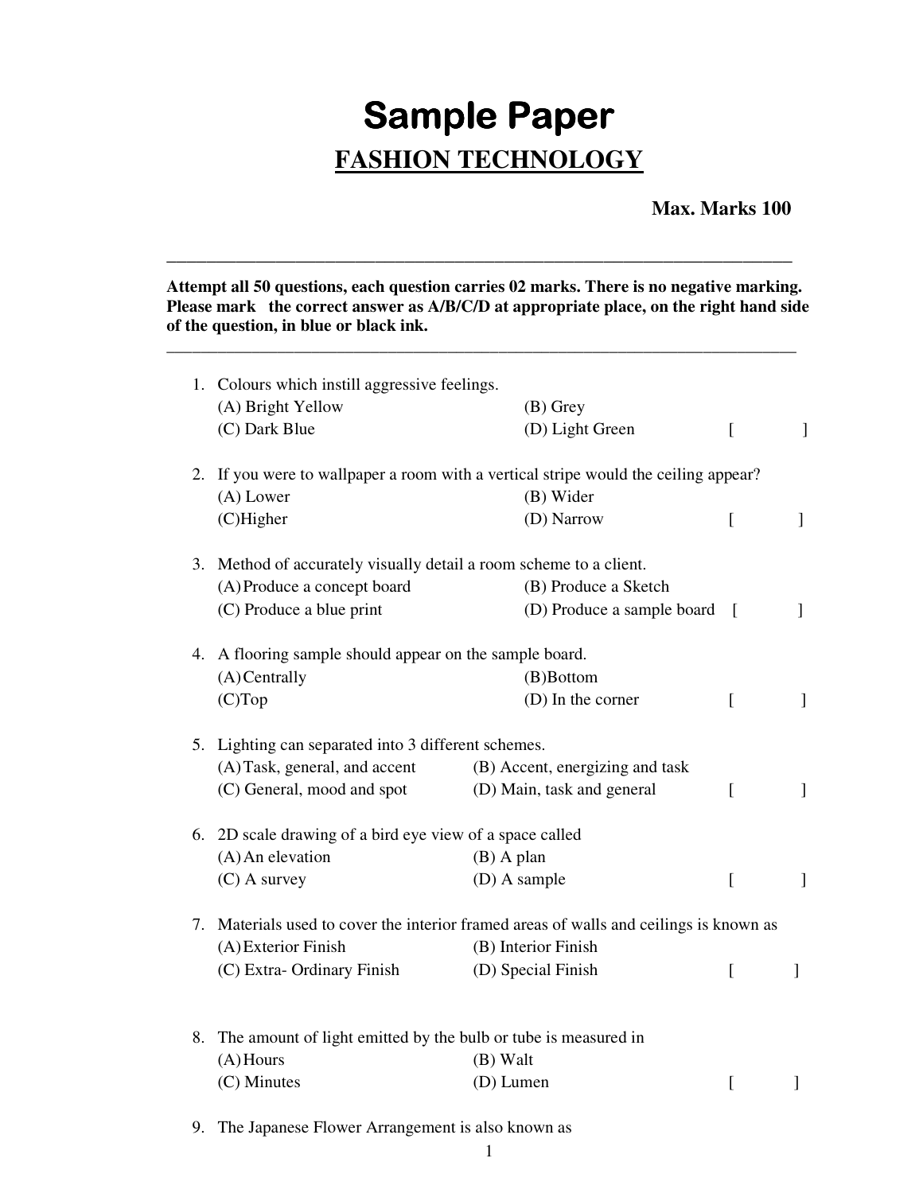# Sample Paper

## FASHION TECHNOLOGY

**Max. Marks 100**

---

**Attempt all 50 questions, each question carries 02 marks. There is no negative marking. Please mark the correct answer as A/B/C/D at appropriate place, on the right hand side of the question, in blue or black ink.**

---

1. Colours which instill aggressive feelings.
   (A) Bright Yellow (B) Grey
   (C) Dark Blue (D) Light Green [ ]

2. If you were to wallpaper a room with a vertical stripe would the ceiling appear?
   (A) Lower (B) Wider
   (C)Higher (D) Narrow [ ]

3. Method of accurately visually detail a room scheme to a client.
   (A) Produce a concept board (B) Produce a Sketch
   (C) Produce a blue print (D) Produce a sample board [ ]

4. A flooring sample should appear on the sample board.
   (A) Centrally (B)Bottom
   (C)Top (D) In the corner [ ]

5. Lighting can separated into 3 different schemes.
   (A) Task, general, and accent (B) Accent, energizing and task
   (C) General, mood and spot (D) Main, task and general [ ]

6. 2D scale drawing of a bird eye view of a space called
   (A) An elevation (B) A plan
   (C) A survey (D) A sample [ ]

7. Materials used to cover the interior framed areas of walls and ceilings is known as
   (A) Exterior Finish (B) Interior Finish
   (C) Extra- Ordinary Finish (D) Special Finish [ ]

8. The amount of light emitted by the bulb or tube is measured in
   (A) Hours (B) Walt
   (C) Minutes (D) Lumen [ ]

9. The Japanese Flower Arrangement is also known as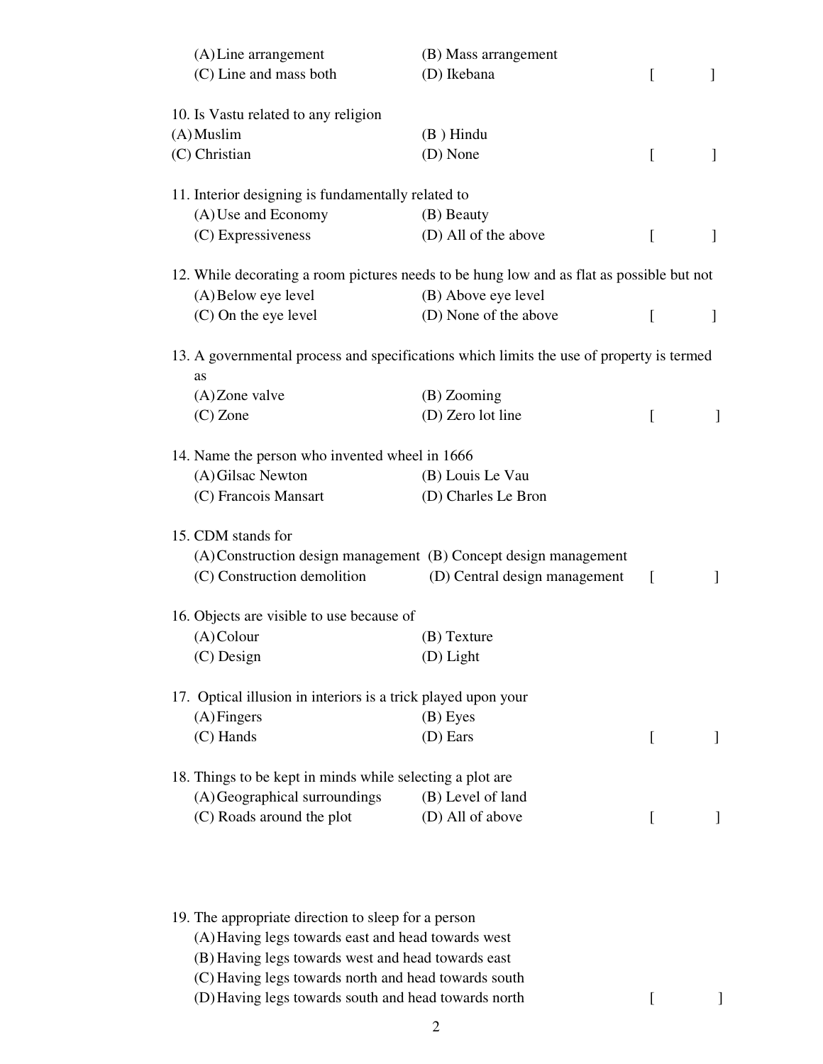(A) Line arrangement (B) Mass arrangement
(C) Line and mass both (D) Ikebana [ ]

10. Is Vastu related to any religion
(A) Muslim (B ) Hindu
(C) Christian (D) None [ ]

11. Interior designing is fundamentally related to
(A) Use and Economy (B) Beauty
(C) Expressiveness (D) All of the above [ ]

12. While decorating a room pictures needs to be hung low and as flat as possible but not
(A) Below eye level (B) Above eye level
(C) On the eye level (D) None of the above [ ]

13. A governmental process and specifications which limits the use of property is termed as
(A) Zone valve (B) Zooming
(C) Zone (D) Zero lot line [ ]

14. Name the person who invented wheel in 1666
(A) Gilsac Newton (B) Louis Le Vau
(C) Francois Mansart (D) Charles Le Bron

15. CDM stands for
(A) Construction design management (B) Concept design management
(C) Construction demolition (D) Central design management [ ]

16. Objects are visible to use because of
(A) Colour (B) Texture
(C) Design (D) Light

17. Optical illusion in interiors is a trick played upon your
(A) Fingers (B) Eyes
(C) Hands (D) Ears [ ]

18. Things to be kept in minds while selecting a plot are
(A) Geographical surroundings (B) Level of land
(C) Roads around the plot (D) All of above [ ]

19. The appropriate direction to sleep for a person
(A) Having legs towards east and head towards west
(B) Having legs towards west and head towards east
(C) Having legs towards north and head towards south
(D) Having legs towards south and head towards north [ ]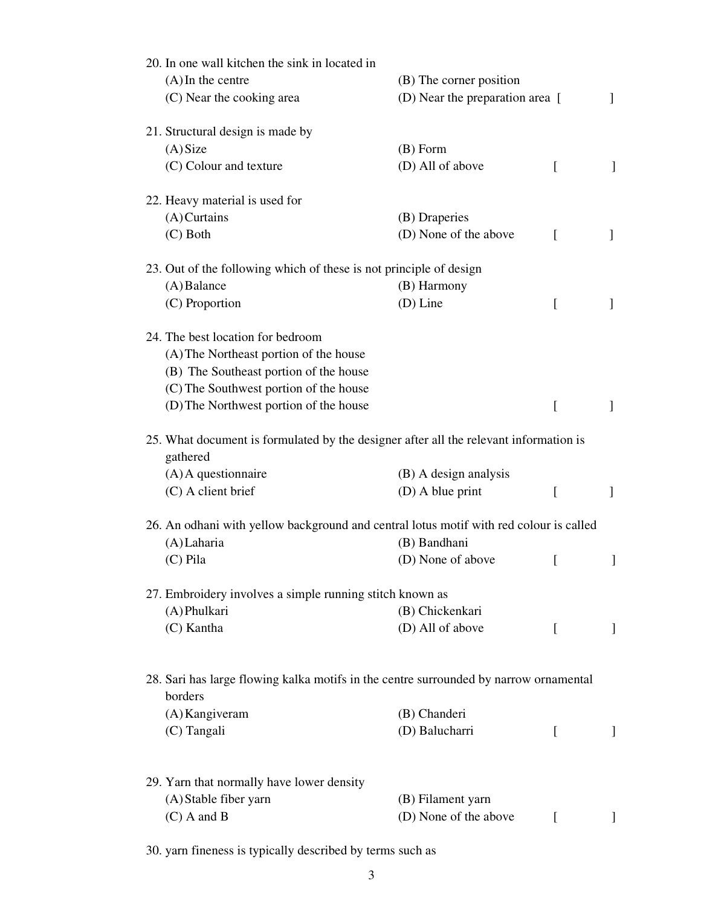20. In one wall kitchen the sink in located in

(A) In the centre (B) The corner position

(C) Near the cooking area (D) Near the preparation area [ ]

21. Structural design is made by

(A) Size (B) Form

(C) Colour and texture (D) All of above [ ]

22. Heavy material is used for

(A) Curtains (B) Draperies

(C) Both (D) None of the above [ ]

23. Out of the following which of these is not principle of design

(A) Balance (B) Harmony

(C) Proportion (D) Line [ ]

24. The best location for bedroom

(A) The Northeast portion of the house

(B) The Southeast portion of the house

(C) The Southwest portion of the house

(D) The Northwest portion of the house [ ]

25. What document is formulated by the designer after all the relevant information is gathered

(A) A questionnaire (B) A design analysis

(C) A client brief (D) A blue print [ ]

26. An odhani with yellow background and central lotus motif with red colour is called

(A) Laharia (B) Bandhani

(C) Pila (D) None of above [ ]

27. Embroidery involves a simple running stitch known as

(A) Phulkari (B) Chickenkari

(C) Kantha (D) All of above [ ]

28. Sari has large flowing kalka motifs in the centre surrounded by narrow ornamental borders

(A) Kangiveram (B) Chanderi

(C) Tangali (D) Balucharri [ ]

29. Yarn that normally have lower density

(A) Stable fiber yarn (B) Filament yarn

(C) A and B (D) None of the above [ ]

30. yarn fineness is typically described by terms such as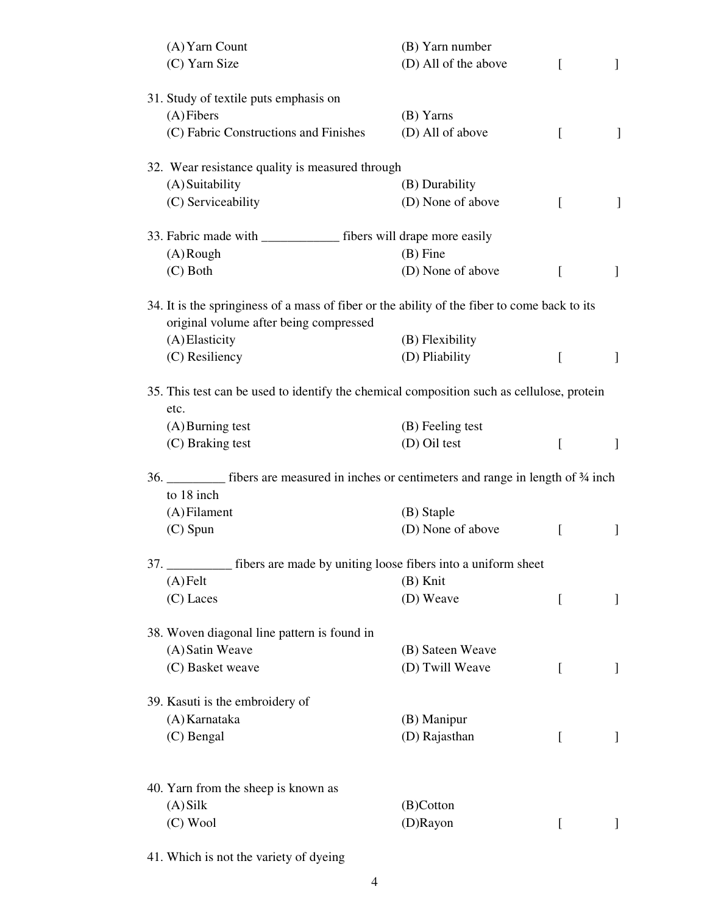(A) Yarn Count (B) Yarn number
(C) Yarn Size (D) All of the above [ ]

31. Study of textile puts emphasis on
(A) Fibers (B) Yarns
(C) Fabric Constructions and Finishes (D) All of above [ ]

32. Wear resistance quality is measured through
(A) Suitability (B) Durability
(C) Serviceability (D) None of above [ ]

33. Fabric made with ____________ fibers will drape more easily
(A) Rough (B) Fine
(C) Both (D) None of above [ ]

34. It is the springiness of a mass of fiber or the ability of the fiber to come back to its original volume after being compressed
(A) Elasticity (B) Flexibility
(C) Resiliency (D) Pliability [ ]

35. This test can be used to identify the chemical composition such as cellulose, protein etc.
(A) Burning test (B) Feeling test
(C) Braking test (D) Oil test [ ]

36. _________ fibers are measured in inches or centimeters and range in length of ¾ inch to 18 inch
(A) Filament (B) Staple
(C) Spun (D) None of above [ ]

37. __________ fibers are made by uniting loose fibers into a uniform sheet
(A) Felt (B) Knit
(C) Laces (D) Weave [ ]

38. Woven diagonal line pattern is found in
(A) Satin Weave (B) Sateen Weave
(C) Basket weave (D) Twill Weave [ ]

39. Kasuti is the embroidery of
(A) Karnataka (B) Manipur
(C) Bengal (D) Rajasthan [ ]

40. Yarn from the sheep is known as
(A) Silk (B) Cotton
(C) Wool (D) Rayon [ ]

41. Which is not the variety of dyeing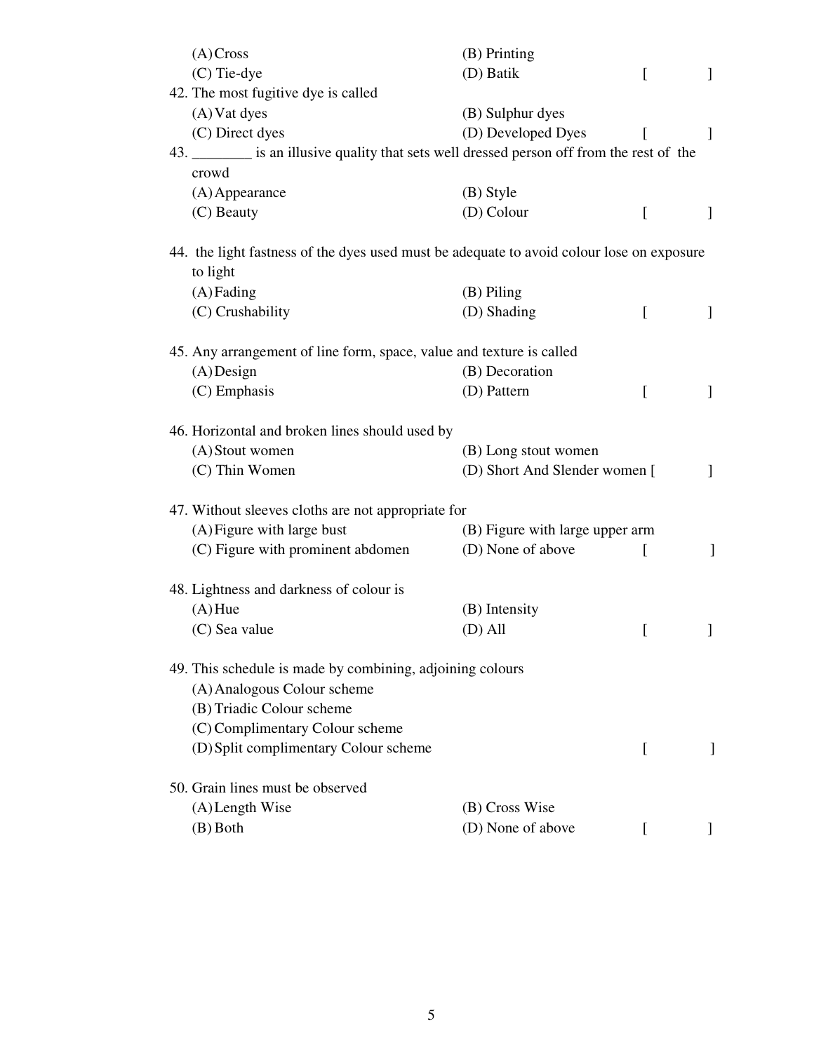(A) Cross (B) Printing
(C) Tie-dye (D) Batik [ ]

42. The most fugitive dye is called
(A) Vat dyes (B) Sulphur dyes
(C) Direct dyes (D) Developed Dyes [ ]

43. ________ is an illusive quality that sets well dressed person off from the rest of the crowd
(A) Appearance (B) Style
(C) Beauty (D) Colour [ ]

44. the light fastness of the dyes used must be adequate to avoid colour lose on exposure to light
(A) Fading (B) Piling
(C) Crushability (D) Shading [ ]

45. Any arrangement of line form, space, value and texture is called
(A) Design (B) Decoration
(C) Emphasis (D) Pattern [ ]

46. Horizontal and broken lines should used by
(A) Stout women (B) Long stout women
(C) Thin Women (D) Short And Slender women [ ]

47. Without sleeves cloths are not appropriate for
(A) Figure with large bust (B) Figure with large upper arm
(C) Figure with prominent abdomen (D) None of above [ ]

48. Lightness and darkness of colour is
(A) Hue (B) Intensity
(C) Sea value (D) All [ ]

49. This schedule is made by combining, adjoining colours
(A) Analogous Colour scheme
(B) Triadic Colour scheme
(C) Complimentary Colour scheme
(D) Split complimentary Colour scheme [ ]

50. Grain lines must be observed
(A) Length Wise (B) Cross Wise
(B) Both (D) None of above [ ]